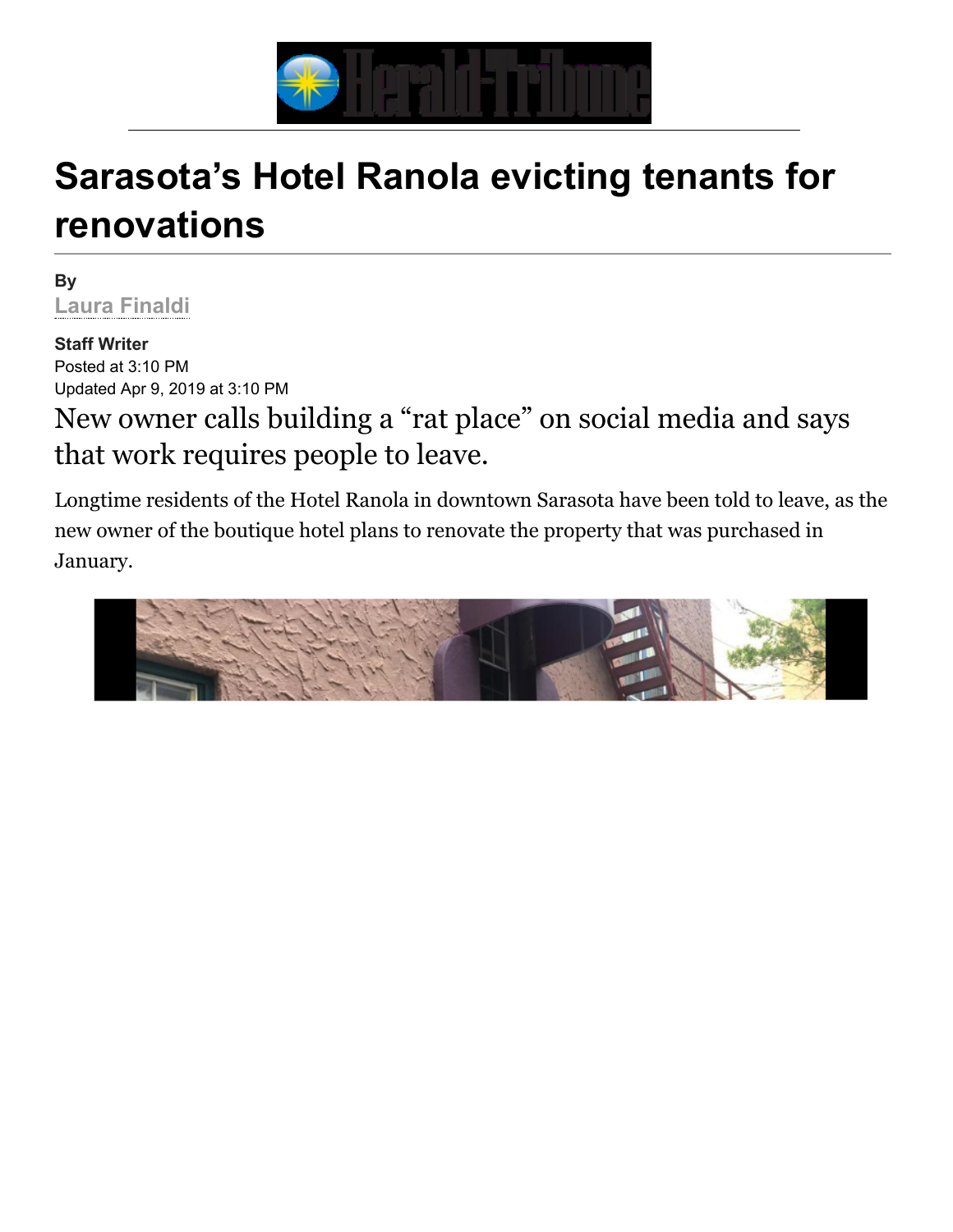# Sarasota's Hotel Ranola evicting tenants for renovations

**By**
Laura Finaldi

**Staff Writer**
Posted at 3:10 PM
Updated Apr 9, 2019 at 3:10 PM

## New owner calls building a "rat place" on social media and says that work requires people to leave.

Longtime residents of the Hotel Ranola in downtown Sarasota have been told to leave, as the new owner of the boutique hotel plans to renovate the property that was purchased in January.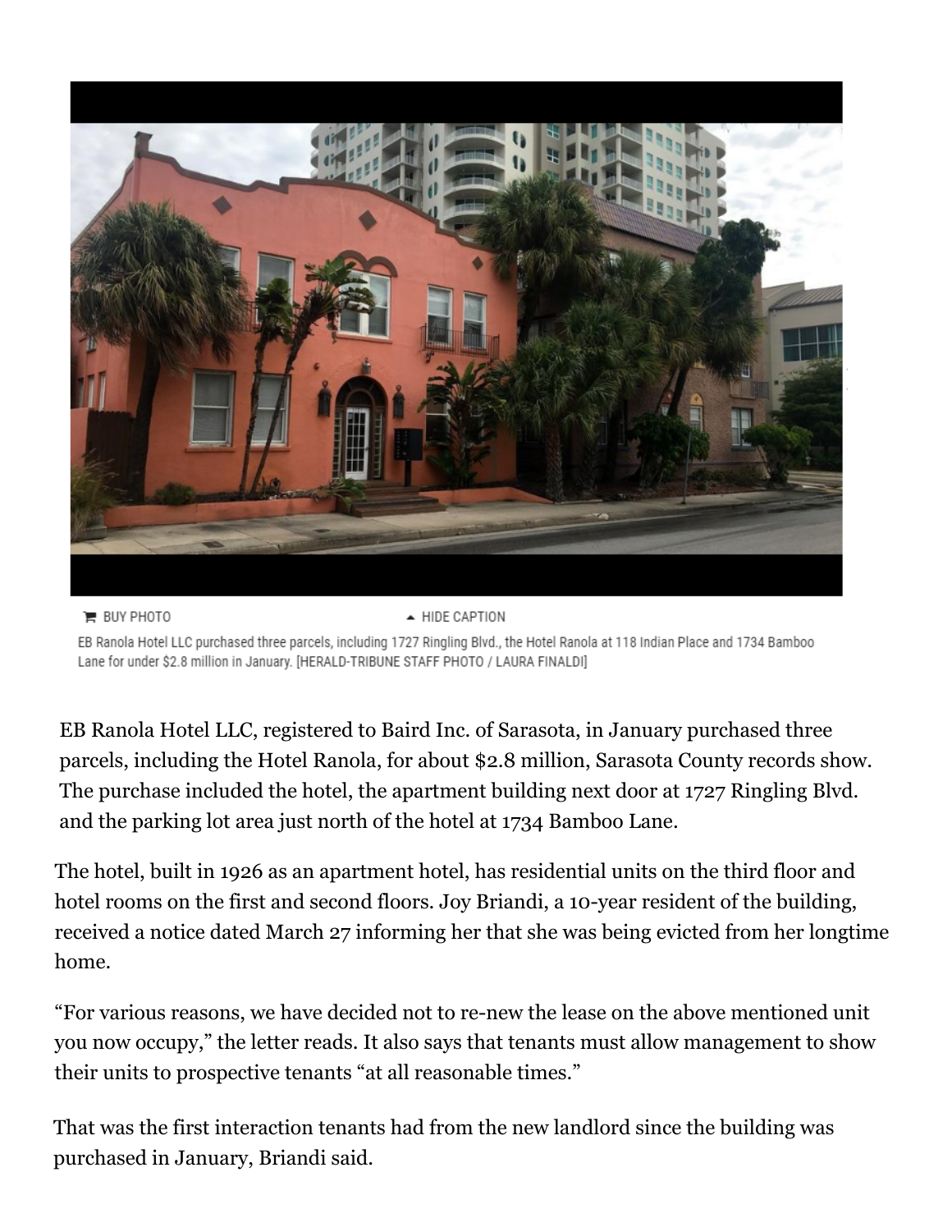BUY PHOTO

HIDE CAPTION

EB Ranola Hotel LLC purchased three parcels, including 1727 Ringling Blvd., the Hotel Ranola at 118 Indian Place and 1734 Bamboo Lane for under $2.8 million in January. [HERALD-TRIBUNE STAFF PHOTO / LAURA FINALDI]

EB Ranola Hotel LLC, registered to Baird Inc. of Sarasota, in January purchased three parcels, including the Hotel Ranola, for about $2.8 million, Sarasota County records show. The purchase included the hotel, the apartment building next door at 1727 Ringling Blvd. and the parking lot area just north of the hotel at 1734 Bamboo Lane.

The hotel, built in 1926 as an apartment hotel, has residential units on the third floor and hotel rooms on the first and second floors. Joy Briandi, a 10-year resident of the building, received a notice dated March 27 informing her that she was being evicted from her longtime home.

"For various reasons, we have decided not to re-new the lease on the above mentioned unit you now occupy," the letter reads. It also says that tenants must allow management to show their units to prospective tenants "at all reasonable times."

That was the first interaction tenants had from the new landlord since the building was purchased in January, Briandi said.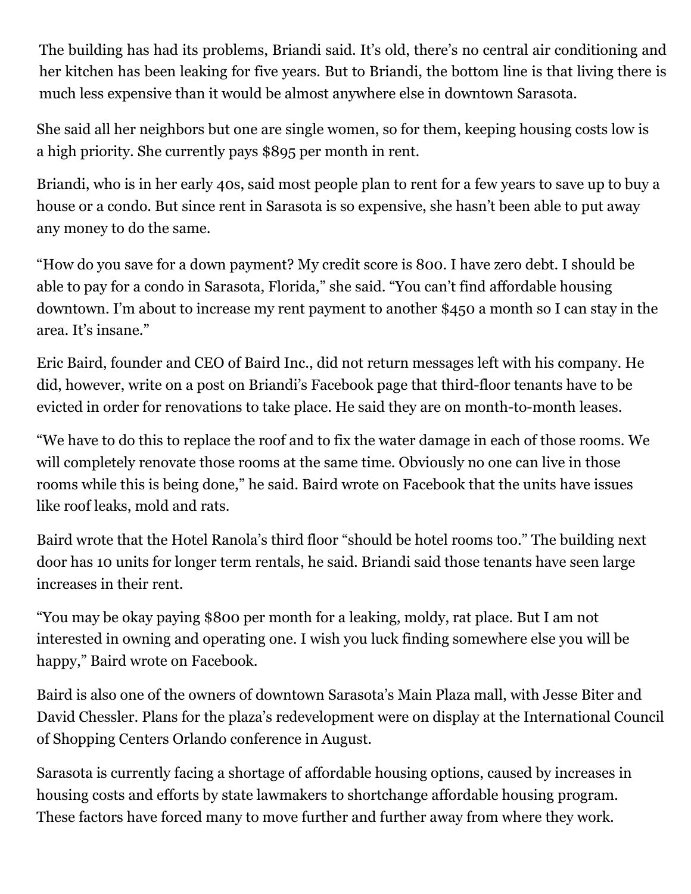The building has had its problems, Briandi said. It's old, there's no central air conditioning and her kitchen has been leaking for five years. But to Briandi, the bottom line is that living there is much less expensive than it would be almost anywhere else in downtown Sarasota.

She said all her neighbors but one are single women, so for them, keeping housing costs low is a high priority. She currently pays $895 per month in rent.

Briandi, who is in her early 40s, said most people plan to rent for a few years to save up to buy a house or a condo. But since rent in Sarasota is so expensive, she hasn't been able to put away any money to do the same.

"How do you save for a down payment? My credit score is 800. I have zero debt. I should be able to pay for a condo in Sarasota, Florida," she said. "You can't find affordable housing downtown. I'm about to increase my rent payment to another $450 a month so I can stay in the area. It's insane."

Eric Baird, founder and CEO of Baird Inc., did not return messages left with his company. He did, however, write on a post on Briandi's Facebook page that third-floor tenants have to be evicted in order for renovations to take place. He said they are on month-to-month leases.

"We have to do this to replace the roof and to fix the water damage in each of those rooms. We will completely renovate those rooms at the same time. Obviously no one can live in those rooms while this is being done," he said. Baird wrote on Facebook that the units have issues like roof leaks, mold and rats.

Baird wrote that the Hotel Ranola's third floor "should be hotel rooms too." The building next door has 10 units for longer term rentals, he said. Briandi said those tenants have seen large increases in their rent.

"You may be okay paying $800 per month for a leaking, moldy, rat place. But I am not interested in owning and operating one. I wish you luck finding somewhere else you will be happy," Baird wrote on Facebook.

Baird is also one of the owners of downtown Sarasota's Main Plaza mall, with Jesse Biter and David Chessler. Plans for the plaza's redevelopment were on display at the International Council of Shopping Centers Orlando conference in August.

Sarasota is currently facing a shortage of affordable housing options, caused by increases in housing costs and efforts by state lawmakers to shortchange affordable housing program. These factors have forced many to move further and further away from where they work.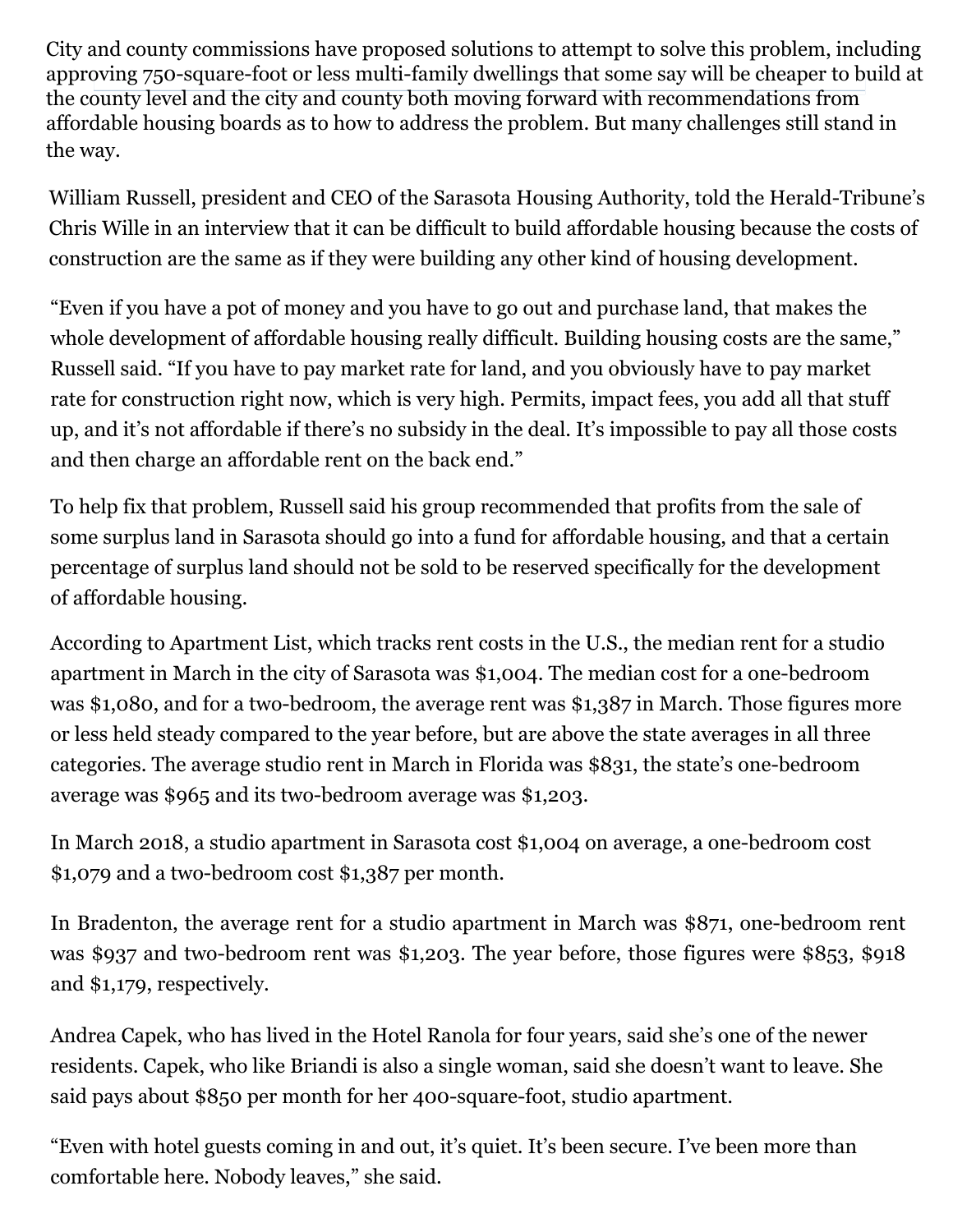City and county commissions have proposed solutions to attempt to solve this problem, including approving 750-square-foot or less multi-family dwellings that some say will be cheaper to build at the county level and the city and county both moving forward with recommendations from affordable housing boards as to how to address the problem. But many challenges still stand in the way.

William Russell, president and CEO of the Sarasota Housing Authority, told the Herald-Tribune's Chris Wille in an interview that it can be difficult to build affordable housing because the costs of construction are the same as if they were building any other kind of housing development.

"Even if you have a pot of money and you have to go out and purchase land, that makes the whole development of affordable housing really difficult. Building housing costs are the same," Russell said. "If you have to pay market rate for land, and you obviously have to pay market rate for construction right now, which is very high. Permits, impact fees, you add all that stuff up, and it's not affordable if there's no subsidy in the deal. It's impossible to pay all those costs and then charge an affordable rent on the back end."

To help fix that problem, Russell said his group recommended that profits from the sale of some surplus land in Sarasota should go into a fund for affordable housing, and that a certain percentage of surplus land should not be sold to be reserved specifically for the development of affordable housing.

According to Apartment List, which tracks rent costs in the U.S., the median rent for a studio apartment in March in the city of Sarasota was $1,004. The median cost for a one-bedroom was $1,080, and for a two-bedroom, the average rent was $1,387 in March. Those figures more or less held steady compared to the year before, but are above the state averages in all three categories. The average studio rent in March in Florida was $831, the state's one-bedroom average was $965 and its two-bedroom average was $1,203.

In March 2018, a studio apartment in Sarasota cost $1,004 on average, a one-bedroom cost $1,079 and a two-bedroom cost $1,387 per month.

In Bradenton, the average rent for a studio apartment in March was $871, one-bedroom rent was $937 and two-bedroom rent was $1,203. The year before, those figures were $853, $918 and $1,179, respectively.

Andrea Capek, who has lived in the Hotel Ranola for four years, said she's one of the newer residents. Capek, who like Briandi is also a single woman, said she doesn't want to leave. She said pays about $850 per month for her 400-square-foot, studio apartment.

"Even with hotel guests coming in and out, it's quiet. It's been secure. I've been more than comfortable here. Nobody leaves," she said.